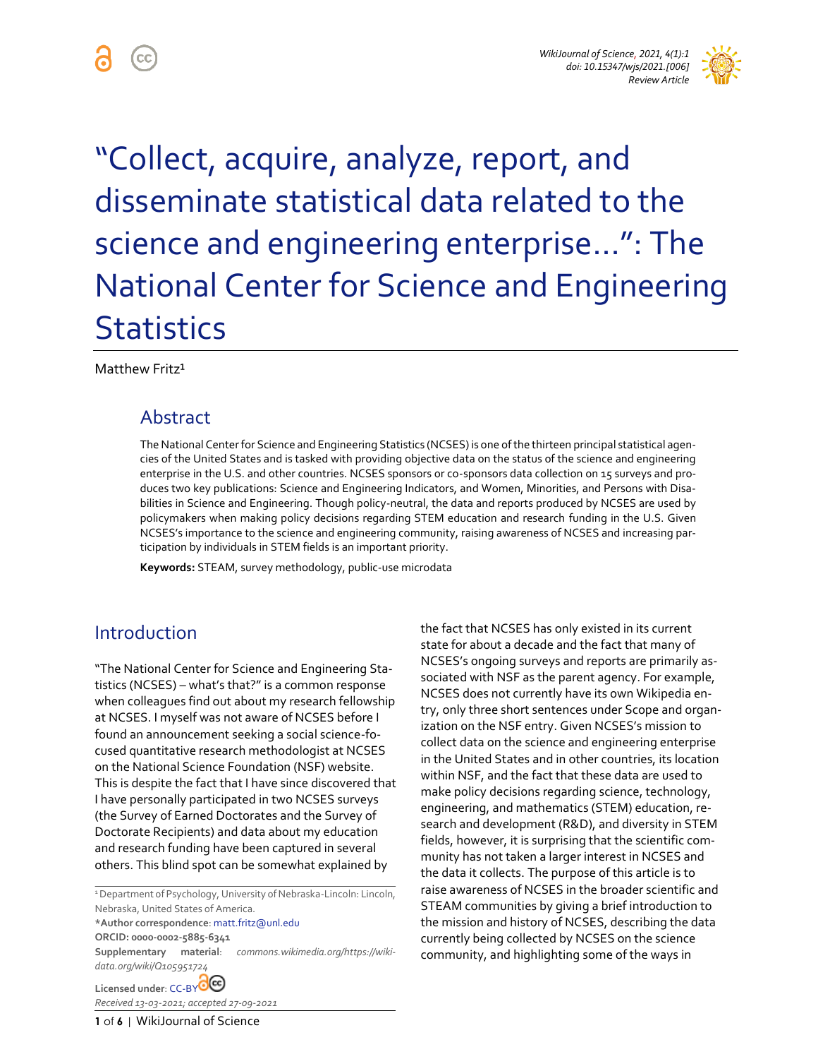# "Collect, acquire, analyze, report, and disseminate statistical data related to the science and engineering enterprise...": The National Center for Science and Engineering Statistics

Matthew Fritz[1]

## Abstract

The National Center for Science and Engineering Statistics (NCSES) is one of the thirteen principal statistical agencies of the United States and is tasked with providing objective data on the status of the science and engineering enterprise in the U.S. and other countries. NCSES sponsors or co-sponsors data collection on 15 surveys and produces two key publications: Science and Engineering Indicators, and Women, Minorities, and Persons with Disabilities in Science and Engineering. Though policy-neutral, the data and reports produced by NCSES are used by policymakers when making policy decisions regarding STEM education and research funding in the U.S. Given NCSES's importance to the science and engineering community, raising awareness of NCSES and increasing participation by individuals in STEM fields is an important priority.

**Keywords:** STEAM, survey methodology, public-use microdata

## Introduction

"The National Center for Science and Engineering Statistics (NCSES) – what's that?" is a common response when colleagues find out about my research fellowship at NCSES. I myself was not aware of NCSES before I found an announcement seeking a social science-focused quantitative research methodologist at NCSES on the National Science Foundation (NSF) website. This is despite the fact that I have since discovered that I have personally participated in two NCSES surveys (the Survey of Earned Doctorates and the Survey of Doctorate Recipients) and data about my education and research funding have been captured in several others. This blind spot can be somewhat explained by the fact that NCSES has only existed in its current state for about a decade and the fact that many of NCSES's ongoing surveys and reports are primarily associated with NSF as the parent agency. For example, NCSES does not currently have its own Wikipedia entry, only three short sentences under Scope and organization on the NSF entry. Given NCSES's mission to collect data on the science and engineering enterprise in the United States and in other countries, its location within NSF, and the fact that these data are used to make policy decisions regarding science, technology, engineering, and mathematics (STEM) education, research and development (R&D), and diversity in STEM fields, however, it is surprising that the scientific community has not taken a larger interest in NCSES and the data it collects. The purpose of this article is to raise awareness of NCSES in the broader scientific and STEAM communities by giving a brief introduction to the mission and history of NCSES, describing the data currently being collected by NCSES on the science community, and highlighting some of the ways in

---

[1] Department of Psychology, University of Nebraska-Lincoln: Lincoln, Nebraska, United States of America.

**\*Author correspondence**: matt.fritz@unl.edu

**ORCID: 0000-0002-5885-6341**

**Supplementary material**: *commons.wikimedia.org/https://wikidata.org/wiki/Q105951724*

**Licensed under**: CC-BY

*Received 13-03-2021; accepted 27-09-2021*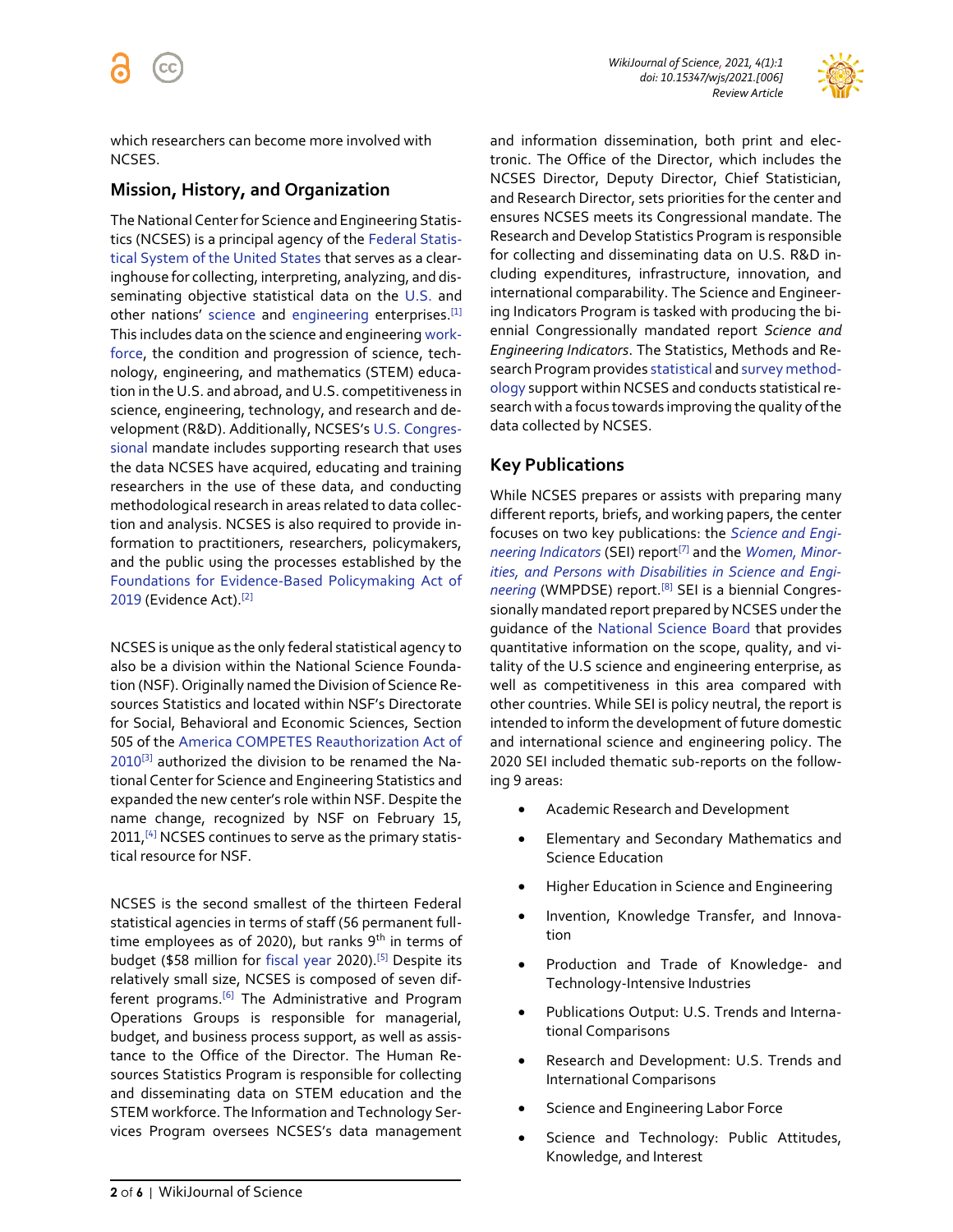which researchers can become more involved with NCSES.

## Mission, History, and Organization

The National Center for Science and Engineering Statistics (NCSES) is a principal agency of the Federal Statistical System of the United States that serves as a clearinghouse for collecting, interpreting, analyzing, and disseminating objective statistical data on the U.S. and other nations' science and engineering enterprises.[1] This includes data on the science and engineering workforce, the condition and progression of science, technology, engineering, and mathematics (STEM) education in the U.S. and abroad, and U.S. competitiveness in science, engineering, technology, and research and development (R&D). Additionally, NCSES's U.S. Congressional mandate includes supporting research that uses the data NCSES have acquired, educating and training researchers in the use of these data, and conducting methodological research in areas related to data collection and analysis. NCSES is also required to provide information to practitioners, researchers, policymakers, and the public using the processes established by the Foundations for Evidence-Based Policymaking Act of 2019 (Evidence Act).[2]

NCSES is unique as the only federal statistical agency to also be a division within the National Science Foundation (NSF). Originally named the Division of Science Resources Statistics and located within NSF's Directorate for Social, Behavioral and Economic Sciences, Section 505 of the America COMPETES Reauthorization Act of 2010[3] authorized the division to be renamed the National Center for Science and Engineering Statistics and expanded the new center's role within NSF. Despite the name change, recognized by NSF on February 15, 2011,[4] NCSES continues to serve as the primary statistical resource for NSF.

NCSES is the second smallest of the thirteen Federal statistical agencies in terms of staff (56 permanent full-time employees as of 2020), but ranks 9th in terms of budget ($58 million for fiscal year 2020).[5] Despite its relatively small size, NCSES is composed of seven different programs.[6] The Administrative and Program Operations Groups is responsible for managerial, budget, and business process support, as well as assistance to the Office of the Director. The Human Resources Statistics Program is responsible for collecting and disseminating data on STEM education and the STEM workforce. The Information and Technology Services Program oversees NCSES's data management and information dissemination, both print and electronic. The Office of the Director, which includes the NCSES Director, Deputy Director, Chief Statistician, and Research Director, sets priorities for the center and ensures NCSES meets its Congressional mandate. The Research and Develop Statistics Program is responsible for collecting and disseminating data on U.S. R&D including expenditures, infrastructure, innovation, and international comparability. The Science and Engineering Indicators Program is tasked with producing the biennial Congressionally mandated report *Science and Engineering Indicators*. The Statistics, Methods and Research Program provides statistical and survey methodology support within NCSES and conducts statistical research with a focus towards improving the quality of the data collected by NCSES.

## Key Publications

While NCSES prepares or assists with preparing many different reports, briefs, and working papers, the center focuses on two key publications: the *Science and Engineering Indicators* (SEI) report[7] and the *Women, Minorities, and Persons with Disabilities in Science and Engineering* (WMPDSE) report.[8] SEI is a biennial Congressionally mandated report prepared by NCSES under the guidance of the National Science Board that provides quantitative information on the scope, quality, and vitality of the U.S science and engineering enterprise, as well as competitiveness in this area compared with other countries. While SEI is policy neutral, the report is intended to inform the development of future domestic and international science and engineering policy. The 2020 SEI included thematic sub-reports on the following 9 areas:

- Academic Research and Development
- Elementary and Secondary Mathematics and Science Education
- Higher Education in Science and Engineering
- Invention, Knowledge Transfer, and Innovation
- Production and Trade of Knowledge- and Technology-Intensive Industries
- Publications Output: U.S. Trends and International Comparisons
- Research and Development: U.S. Trends and International Comparisons
- Science and Engineering Labor Force
- Science and Technology: Public Attitudes, Knowledge, and Interest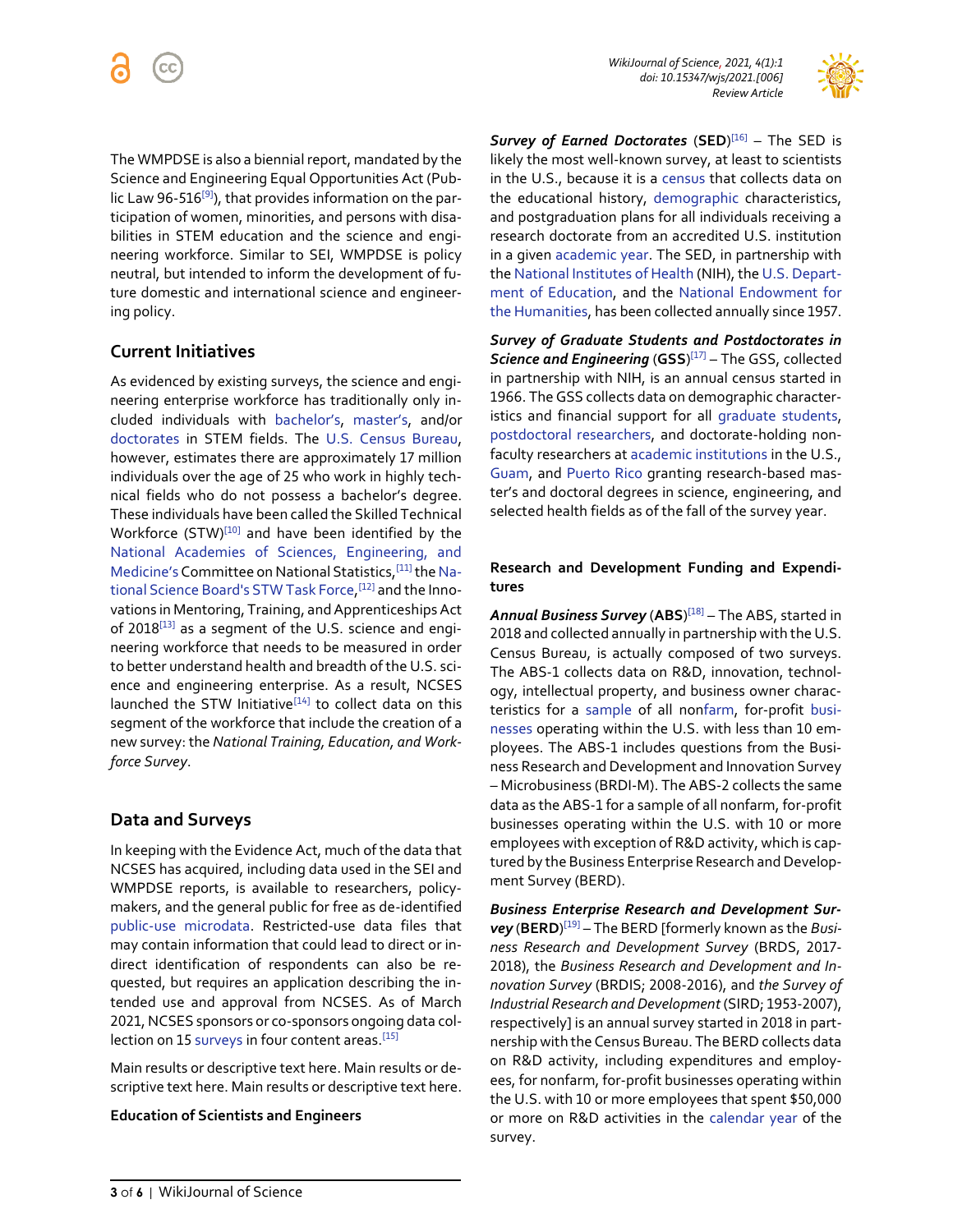The WMPDSE is also a biennial report, mandated by the Science and Engineering Equal Opportunities Act (Public Law 96-516[9]), that provides information on the participation of women, minorities, and persons with disabilities in STEM education and the science and engineering workforce. Similar to SEI, WMPDSE is policy neutral, but intended to inform the development of future domestic and international science and engineering policy.

## Current Initiatives

As evidenced by existing surveys, the science and engineering enterprise workforce has traditionally only included individuals with bachelor's, master's, and/or doctorates in STEM fields. The U.S. Census Bureau, however, estimates there are approximately 17 million individuals over the age of 25 who work in highly technical fields who do not possess a bachelor's degree. These individuals have been called the Skilled Technical Workforce (STW)[10] and have been identified by the National Academies of Sciences, Engineering, and Medicine's Committee on National Statistics,[11] the National Science Board's STW Task Force,[12] and the Innovations in Mentoring, Training, and Apprenticeships Act of 2018[13] as a segment of the U.S. science and engineering workforce that needs to be measured in order to better understand health and breadth of the U.S. science and engineering enterprise. As a result, NCSES launched the STW Initiative[14] to collect data on this segment of the workforce that include the creation of a new survey: the *National Training, Education, and Workforce Survey*.

## Data and Surveys

In keeping with the Evidence Act, much of the data that NCSES has acquired, including data used in the SEI and WMPDSE reports, is available to researchers, policymakers, and the general public for free as de-identified public-use microdata. Restricted-use data files that may contain information that could lead to direct or indirect identification of respondents can also be requested, but requires an application describing the intended use and approval from NCSES. As of March 2021, NCSES sponsors or co-sponsors ongoing data collection on 15 surveys in four content areas.[15]

Main results or descriptive text here. Main results or descriptive text here. Main results or descriptive text here.

### Education of Scientists and Engineers

***Survey of Earned Doctorates*** (**SED**)[16] – The SED is likely the most well-known survey, at least to scientists in the U.S., because it is a census that collects data on the educational history, demographic characteristics, and postgraduation plans for all individuals receiving a research doctorate from an accredited U.S. institution in a given academic year. The SED, in partnership with the National Institutes of Health (NIH), the U.S. Department of Education, and the National Endowment for the Humanities, has been collected annually since 1957.

***Survey of Graduate Students and Postdoctorates in Science and Engineering*** (**GSS**)[17] – The GSS, collected in partnership with NIH, is an annual census started in 1966. The GSS collects data on demographic characteristics and financial support for all graduate students, postdoctoral researchers, and doctorate-holding nonfaculty researchers at academic institutions in the U.S., Guam, and Puerto Rico granting research-based master's and doctoral degrees in science, engineering, and selected health fields as of the fall of the survey year.

### Research and Development Funding and Expenditures

***Annual Business Survey*** (**ABS**)[18] – The ABS, started in 2018 and collected annually in partnership with the U.S. Census Bureau, is actually composed of two surveys. The ABS-1 collects data on R&D, innovation, technology, intellectual property, and business owner characteristics for a sample of all nonfarm, for-profit businesses operating within the U.S. with less than 10 employees. The ABS-1 includes questions from the Business Research and Development and Innovation Survey – Microbusiness (BRDI-M). The ABS-2 collects the same data as the ABS-1 for a sample of all nonfarm, for-profit businesses operating within the U.S. with 10 or more employees with exception of R&D activity, which is captured by the Business Enterprise Research and Development Survey (BERD).

***Business Enterprise Research and Development Survey*** (**BERD**)[19] – The BERD [formerly known as the *Business Research and Development Survey* (BRDS, 2017-2018), the *Business Research and Development and Innovation Survey* (BRDIS; 2008-2016), and *the Survey of Industrial Research and Development* (SIRD; 1953-2007), respectively] is an annual survey started in 2018 in partnership with the Census Bureau. The BERD collects data on R&D activity, including expenditures and employees, for nonfarm, for-profit businesses operating within the U.S. with 10 or more employees that spent $50,000 or more on R&D activities in the calendar year of the survey.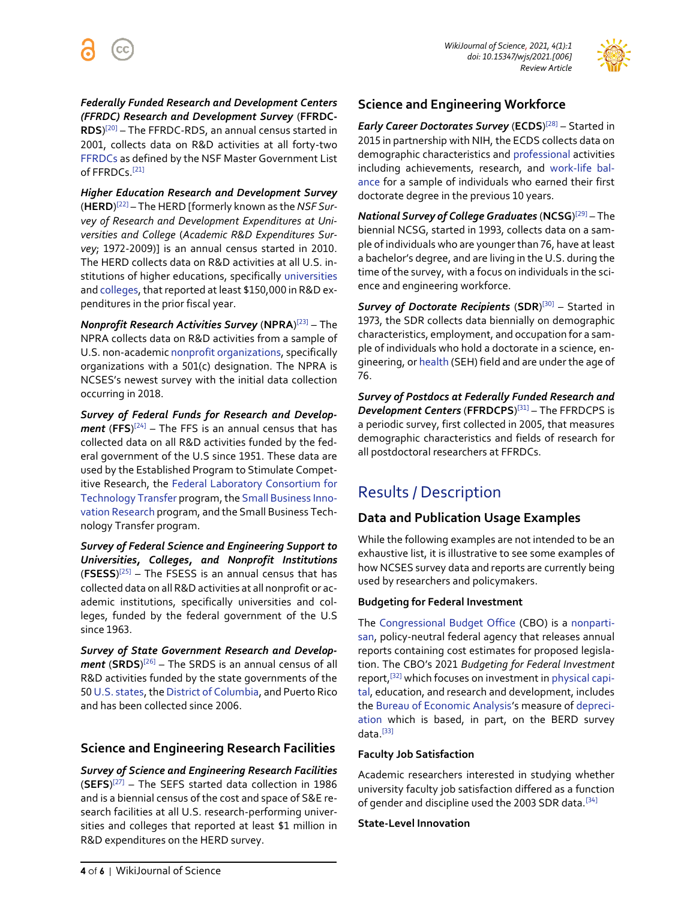***Federally Funded Research and Development Centers (FFRDC) Research and Development Survey*** (**FFRDC-RDS**)[20] – The FFRDC-RDS, an annual census started in 2001, collects data on R&D activities at all forty-two FFRDCs as defined by the NSF Master Government List of FFRDCs.[21]

***Higher Education Research and Development Survey*** (**HERD**)[22] – The HERD [formerly known as the *NSF Survey of Research and Development Expenditures at Universities and College* (*Academic R&D Expenditures Survey*; 1972-2009)] is an annual census started in 2010. The HERD collects data on R&D activities at all U.S. institutions of higher educations, specifically universities and colleges, that reported at least $150,000 in R&D expenditures in the prior fiscal year.

***Nonprofit Research Activities Survey*** (**NPRA**)[23] – The NPRA collects data on R&D activities from a sample of U.S. non-academic nonprofit organizations, specifically organizations with a 501(c) designation. The NPRA is NCSES's newest survey with the initial data collection occurring in 2018.

***Survey of Federal Funds for Research and Development*** (**FFS**)[24] – The FFS is an annual census that has collected data on all R&D activities funded by the federal government of the U.S since 1951. These data are used by the Established Program to Stimulate Competitive Research, the Federal Laboratory Consortium for Technology Transfer program, the Small Business Innovation Research program, and the Small Business Technology Transfer program.

***Survey of Federal Science and Engineering Support to Universities, Colleges, and Nonprofit Institutions*** (**FSESS**)[25] – The FSESS is an annual census that has collected data on all R&D activities at all nonprofit or academic institutions, specifically universities and colleges, funded by the federal government of the U.S since 1963.

***Survey of State Government Research and Development*** (**SRDS**)[26] – The SRDS is an annual census of all R&D activities funded by the state governments of the 50 U.S. states, the District of Columbia, and Puerto Rico and has been collected since 2006.

### Science and Engineering Research Facilities

***Survey of Science and Engineering Research Facilities*** (**SEFS**)[27] – The SEFS started data collection in 1986 and is a biennial census of the cost and space of S&E research facilities at all U.S. research-performing universities and colleges that reported at least $1 million in R&D expenditures on the HERD survey.

### Science and Engineering Workforce

***Early Career Doctorates Survey*** (**ECDS**)[28] – Started in 2015 in partnership with NIH, the ECDS collects data on demographic characteristics and professional activities including achievements, research, and work-life balance for a sample of individuals who earned their first doctorate degree in the previous 10 years.

***National Survey of College Graduates*** (**NCSG**)[29] – The biennial NCSG, started in 1993, collects data on a sample of individuals who are younger than 76, have at least a bachelor's degree, and are living in the U.S. during the time of the survey, with a focus on individuals in the science and engineering workforce.

***Survey of Doctorate Recipients*** (**SDR**)[30] – Started in 1973, the SDR collects data biennially on demographic characteristics, employment, and occupation for a sample of individuals who hold a doctorate in a science, engineering, or health (SEH) field and are under the age of 76.

***Survey of Postdocs at Federally Funded Research and Development Centers*** (**FFRDCPS**)[31] – The FFRDCPS is a periodic survey, first collected in 2005, that measures demographic characteristics and fields of research for all postdoctoral researchers at FFRDCs.

## Results / Description

### Data and Publication Usage Examples

While the following examples are not intended to be an exhaustive list, it is illustrative to see some examples of how NCSES survey data and reports are currently being used by researchers and policymakers.

#### Budgeting for Federal Investment

The Congressional Budget Office (CBO) is a nonpartisan, policy-neutral federal agency that releases annual reports containing cost estimates for proposed legislation. The CBO's 2021 *Budgeting for Federal Investment* report,[32] which focuses on investment in physical capital, education, and research and development, includes the Bureau of Economic Analysis's measure of depreciation which is based, in part, on the BERD survey data.[33]

#### Faculty Job Satisfaction

Academic researchers interested in studying whether university faculty job satisfaction differed as a function of gender and discipline used the 2003 SDR data.[34]

#### State-Level Innovation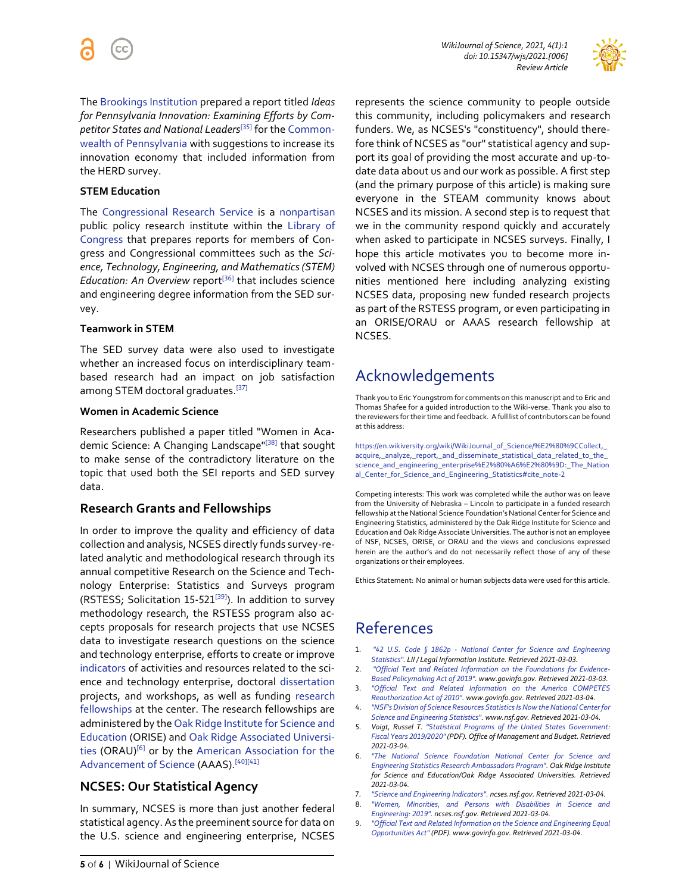The Brookings Institution prepared a report titled *Ideas for Pennsylvania Innovation: Examining Efforts by Competitor States and National Leaders*[35] for the Commonwealth of Pennsylvania with suggestions to increase its innovation economy that included information from the HERD survey.

#### STEM Education

The Congressional Research Service is a nonpartisan public policy research institute within the Library of Congress that prepares reports for members of Congress and Congressional committees such as the *Science, Technology, Engineering, and Mathematics (STEM) Education: An Overview* report[36] that includes science and engineering degree information from the SED survey.

#### Teamwork in STEM

The SED survey data were also used to investigate whether an increased focus on interdisciplinary team-based research had an impact on job satisfaction among STEM doctoral graduates.[37]

#### Women in Academic Science

Researchers published a paper titled "Women in Academic Science: A Changing Landscape"[38] that sought to make sense of the contradictory literature on the topic that used both the SEI reports and SED survey data.

### Research Grants and Fellowships

In order to improve the quality and efficiency of data collection and analysis, NCSES directly funds survey-related analytic and methodological research through its annual competitive Research on the Science and Technology Enterprise: Statistics and Surveys program (RSTESS; Solicitation 15-521[39]). In addition to survey methodology research, the RSTESS program also accepts proposals for research projects that use NCSES data to investigate research questions on the science and technology enterprise, efforts to create or improve indicators of activities and resources related to the science and technology enterprise, doctoral dissertation projects, and workshops, as well as funding research fellowships at the center. The research fellowships are administered by the Oak Ridge Institute for Science and Education (ORISE) and Oak Ridge Associated Universities (ORAU)[6] or by the American Association for the Advancement of Science (AAAS).[40][41]

### NCSES: Our Statistical Agency

In summary, NCSES is more than just another federal statistical agency. As the preeminent source for data on the U.S. science and engineering enterprise, NCSES represents the science community to people outside this community, including policymakers and research funders. We, as NCSES's "constituency", should therefore think of NCSES as "our" statistical agency and support its goal of providing the most accurate and up-to-date data about us and our work as possible. A first step (and the primary purpose of this article) is making sure everyone in the STEAM community knows about NCSES and its mission. A second step is to request that we in the community respond quickly and accurately when asked to participate in NCSES surveys. Finally, I hope this article motivates you to become more involved with NCSES through one of numerous opportunities mentioned here including analyzing existing NCSES data, proposing new funded research projects as part of the RSTESS program, or even participating in an ORISE/ORAU or AAAS research fellowship at NCSES.

## Acknowledgements

Thank you to Eric Youngstrom for comments on this manuscript and to Eric and Thomas Shafee for a guided introduction to the Wiki-verse. Thank you also to the reviewers for their time and feedback. A full list of contributors can be found at this address:

https://en.wikiversity.org/wiki/WikiJournal_of_Science/%E2%80%9CCollect,_acquire,_analyze,_report,_and_disseminate_statistical_data_related_to_the_science_and_engineering_enterprise%E2%80%A6%E2%80%9D:_The_National_Center_for_Science_and_Engineering_Statistics#cite_note-2

Competing interests: This work was completed while the author was on leave from the University of Nebraska – Lincoln to participate in a funded research fellowship at the National Science Foundation's National Center for Science and Engineering Statistics, administered by the Oak Ridge Institute for Science and Education and Oak Ridge Associate Universities. The author is not an employee of NSF, NCSES, ORISE, or ORAU and the views and conclusions expressed herein are the author's and do not necessarily reflect those of any of these organizations or their employees.

Ethics Statement: No animal or human subjects data were used for this article.

## References

1. *"42 U.S. Code § 1862p - National Center for Science and Engineering Statistics"*. *LII / Legal Information Institute*. Retrieved 2021-03-03.
2. *"Official Text and Related Information on the Foundations for Evidence-Based Policymaking Act of 2019"*. *www.govinfo.gov*. Retrieved 2021-03-03.
3. *"Official Text and Related Information on the America COMPETES Reauthorization Act of 2010"*. *www.govinfo.gov*. Retrieved 2021-03-04.
4. *"NSF's Division of Science Resources Statistics Is Now the National Center for Science and Engineering Statistics"*. *www.nsf.gov*. Retrieved 2021-03-04.
5. Voigt, Russel T. *"Statistical Programs of the United States Government: Fiscal Years 2019/2020"* (PDF). *Office of Management and Budget*. Retrieved 2021-03-04.
6. *"The National Science Foundation National Center for Science and Engineering Statistics Research Ambassadors Program"*. *Oak Ridge Institute for Science and Education/Oak Ridge Associated Universities*. Retrieved 2021-03-04.
7. *"Science and Engineering Indicators"*. *ncses.nsf.gov*. Retrieved 2021-03-04.
8. *"Women, Minorities, and Persons with Disabilities in Science and Engineering: 2019"*. *ncses.nsf.gov*. Retrieved 2021-03-04.
9. *"Official Text and Related Information on the Science and Engineering Equal Opportunities Act"* (PDF). *www.govinfo.gov*. Retrieved 2021-03-04.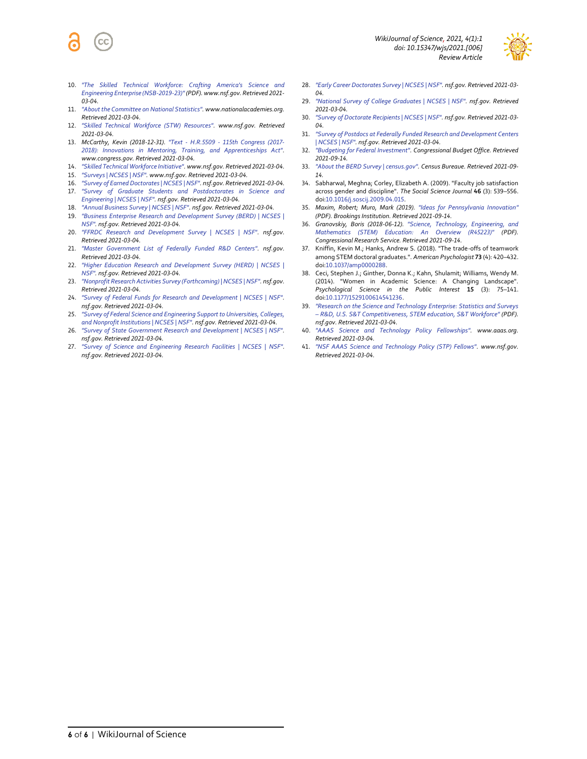10. "The Skilled Technical Workforce: Crafting America's Science and Engineering Enterprise (NSB-2019-23)" (PDF). www.nsf.gov. Retrieved 2021-03-04.
11. "About the Committee on National Statistics". www.nationalacademies.org. Retrieved 2021-03-04.
12. "Skilled Technical Workforce (STW) Resources". www.nsf.gov. Retrieved 2021-03-04.
13. McCarthy, Kevin (2018-12-31). "Text - H.R.5509 - 115th Congress (2017-2018): Innovations in Mentoring, Training, and Apprenticeships Act". www.congress.gov. Retrieved 2021-03-04.
14. "Skilled Technical Workforce Initiative". www.nsf.gov. Retrieved 2021-03-04.
15. "Surveys | NCSES | NSF". www.nsf.gov. Retrieved 2021-03-04.
16. "Survey of Earned Doctorates | NCSES | NSF". nsf.gov. Retrieved 2021-03-04.
17. "Survey of Graduate Students and Postdoctorates in Science and Engineering | NCSES | NSF". nsf.gov. Retrieved 2021-03-04.
18. "Annual Business Survey | NCSES | NSF". nsf.gov. Retrieved 2021-03-04.
19. "Business Enterprise Research and Development Survey (BERD) | NCSES | NSF". nsf.gov. Retrieved 2021-03-04.
20. "FFRDC Research and Development Survey | NCSES | NSF". nsf.gov. Retrieved 2021-03-04.
21. "Master Government List of Federally Funded R&D Centers". nsf.gov. Retrieved 2021-03-04.
22. "Higher Education Research and Development Survey (HERD) | NCSES | NSF". nsf.gov. Retrieved 2021-03-04.
23. "Nonprofit Research Activities Survey (Forthcoming) | NCSES | NSF". nsf.gov. Retrieved 2021-03-04.
24. "Survey of Federal Funds for Research and Development | NCSES | NSF". nsf.gov. Retrieved 2021-03-04.
25. "Survey of Federal Science and Engineering Support to Universities, Colleges, and Nonprofit Institutions | NCSES | NSF". nsf.gov. Retrieved 2021-03-04.
26. "Survey of State Government Research and Development | NCSES | NSF". nsf.gov. Retrieved 2021-03-04.
27. "Survey of Science and Engineering Research Facilities | NCSES | NSF". nsf.gov. Retrieved 2021-03-04.
28. "Early Career Doctorates Survey | NCSES | NSF". nsf.gov. Retrieved 2021-03-04.
29. "National Survey of College Graduates | NCSES | NSF". nsf.gov. Retrieved 2021-03-04.
30. "Survey of Doctorate Recipients | NCSES | NSF". nsf.gov. Retrieved 2021-03-04.
31. "Survey of Postdocs at Federally Funded Research and Development Centers | NCSES | NSF". nsf.gov. Retrieved 2021-03-04.
32. "Budgeting for Federal Investment". Congressional Budget Office. Retrieved 2021-09-14.
33. "About the BERD Survey | census.gov". Census Bureaue. Retrieved 2021-09-14.
34. Sabharwal, Meghna; Corley, Elizabeth A. (2009). "Faculty job satisfaction across gender and discipline". *The Social Science Journal* **46** (3): 539–556. doi:10.1016/j.soscij.2009.04.015.
35. Maxim, Robert; Muro, Mark (2019). "Ideas for Pennsylvania Innovation" (PDF). Brookings Institution. Retrieved 2021-09-14.
36. Granovskiy, Boris (2018-06-12). "Science, Technology, Engineering, and Mathematics (STEM) Education: An Overview (R45223)" (PDF). Congressional Research Service. Retrieved 2021-09-14.
37. Kniffin, Kevin M.; Hanks, Andrew S. (2018). "The trade-offs of teamwork among STEM doctoral graduates.". *American Psychologist* **73** (4): 420–432. doi:10.1037/amp0000288.
38. Ceci, Stephen J.; Ginther, Donna K.; Kahn, Shulamit; Williams, Wendy M. (2014). "Women in Academic Science: A Changing Landscape". *Psychological Science in the Public Interest* **15** (3): 75–141. doi:10.1177/1529100614541236.
39. "Research on the Science and Technology Enterprise: Statistics and Surveys – R&D, U.S. S&T Competitiveness, STEM education, S&T Workforce" (PDF). nsf.gov. Retrieved 2021-03-04.
40. "AAAS Science and Technology Policy Fellowships". www.aaas.org. Retrieved 2021-03-04.
41. "NSF AAAS Science and Technology Policy (STP) Fellows". www.nsf.gov. Retrieved 2021-03-04.